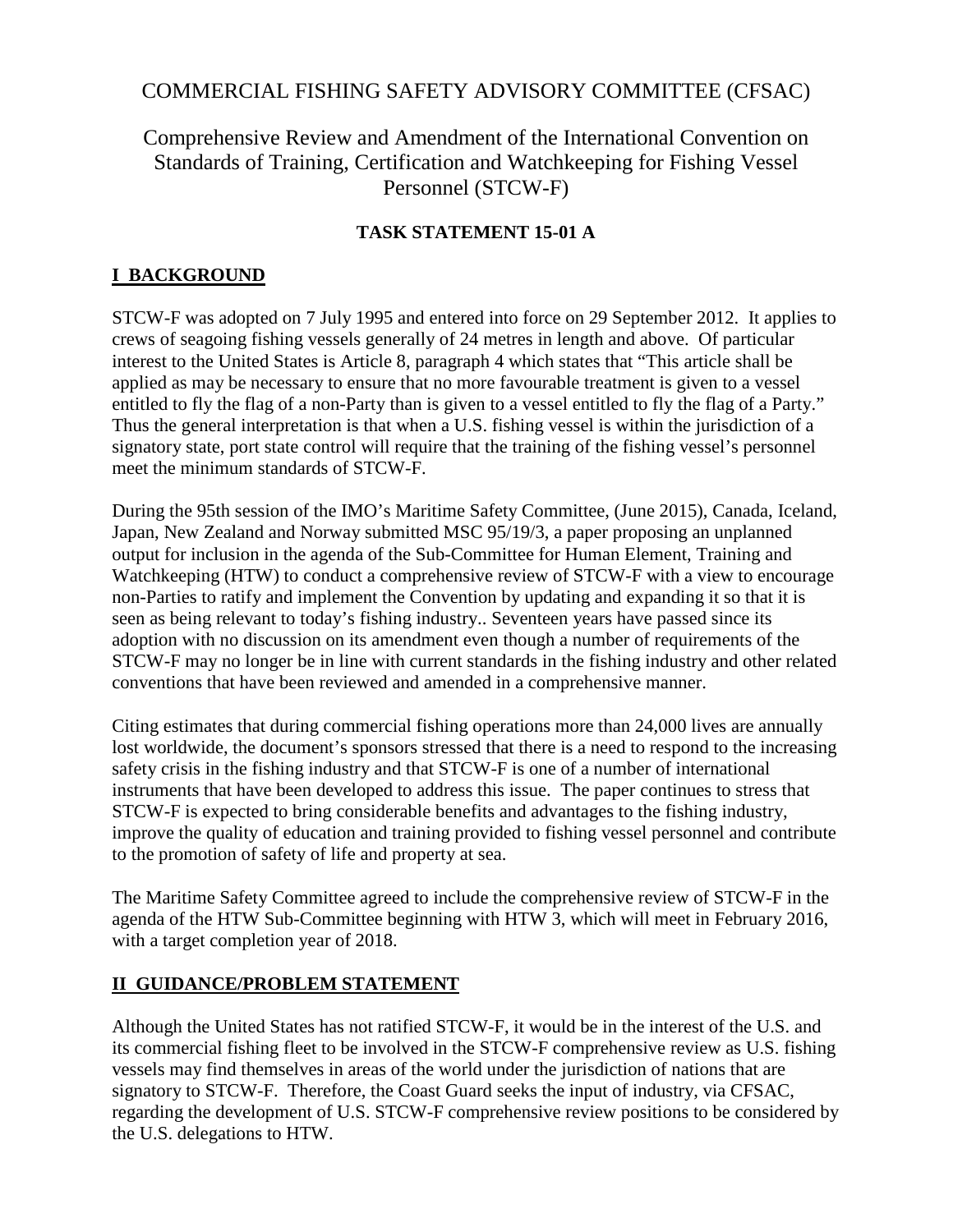# COMMERCIAL FISHING SAFETY ADVISORY COMMITTEE (CFSAC)

## Comprehensive Review and Amendment of the International Convention on Standards of Training, Certification and Watchkeeping for Fishing Vessel Personnel (STCW-F)

**TASK STATEMENT 15-01 A**

## I BACKGROUND

STCW-F was adopted on 7 July 1995 and entered into force on 29 September 2012. It applies to crews of seagoing fishing vessels generally of 24 metres in length and above. Of particular interest to the United States is Article 8, paragraph 4 which states that "This article shall be applied as may be necessary to ensure that no more favourable treatment is given to a vessel entitled to fly the flag of a non-Party than is given to a vessel entitled to fly the flag of a Party." Thus the general interpretation is that when a U.S. fishing vessel is within the jurisdiction of a signatory state, port state control will require that the training of the fishing vessel's personnel meet the minimum standards of STCW-F.

During the 95th session of the IMO's Maritime Safety Committee, (June 2015), Canada, Iceland, Japan, New Zealand and Norway submitted MSC 95/19/3, a paper proposing an unplanned output for inclusion in the agenda of the Sub-Committee for Human Element, Training and Watchkeeping (HTW) to conduct a comprehensive review of STCW-F with a view to encourage non-Parties to ratify and implement the Convention by updating and expanding it so that it is seen as being relevant to today's fishing industry.. Seventeen years have passed since its adoption with no discussion on its amendment even though a number of requirements of the STCW-F may no longer be in line with current standards in the fishing industry and other related conventions that have been reviewed and amended in a comprehensive manner.

Citing estimates that during commercial fishing operations more than 24,000 lives are annually lost worldwide, the document's sponsors stressed that there is a need to respond to the increasing safety crisis in the fishing industry and that STCW-F is one of a number of international instruments that have been developed to address this issue. The paper continues to stress that STCW-F is expected to bring considerable benefits and advantages to the fishing industry, improve the quality of education and training provided to fishing vessel personnel and contribute to the promotion of safety of life and property at sea.

The Maritime Safety Committee agreed to include the comprehensive review of STCW-F in the agenda of the HTW Sub-Committee beginning with HTW 3, which will meet in February 2016, with a target completion year of 2018.

## II GUIDANCE/PROBLEM STATEMENT

Although the United States has not ratified STCW-F, it would be in the interest of the U.S. and its commercial fishing fleet to be involved in the STCW-F comprehensive review as U.S. fishing vessels may find themselves in areas of the world under the jurisdiction of nations that are signatory to STCW-F. Therefore, the Coast Guard seeks the input of industry, via CFSAC, regarding the development of U.S. STCW-F comprehensive review positions to be considered by the U.S. delegations to HTW.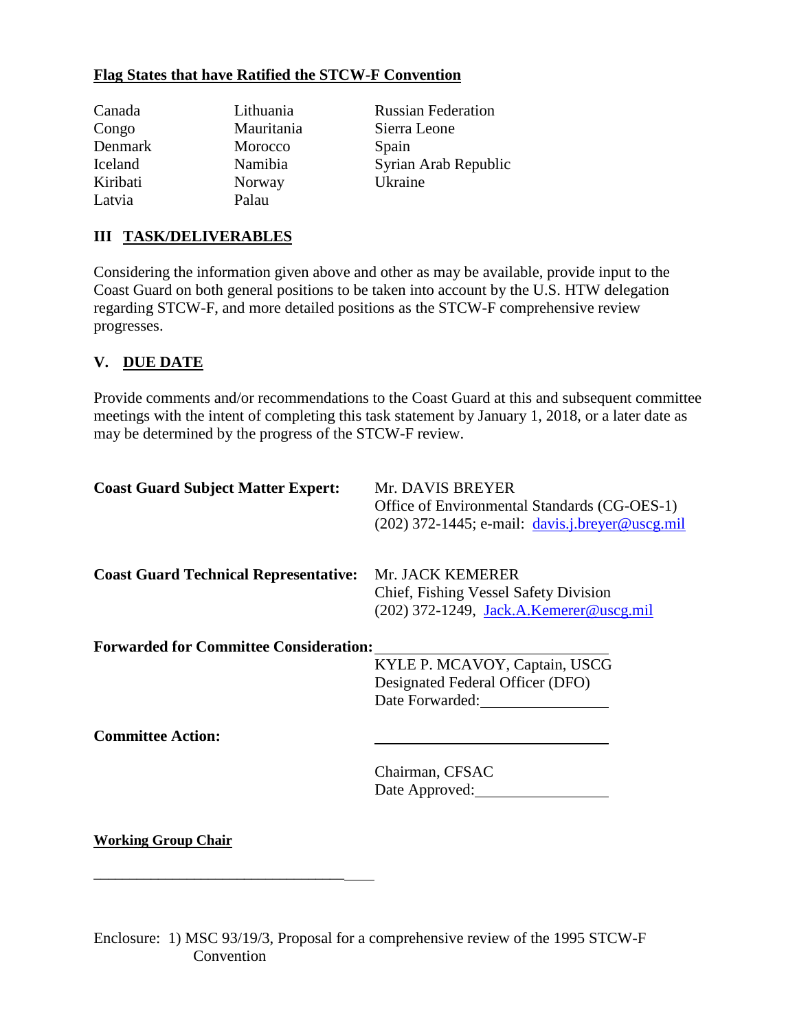**Flag States that have Ratified the STCW-F Convention**

| | | |
|---|---|---|
| Canada | Lithuania | Russian Federation |
| Congo | Mauritania | Sierra Leone |
| Denmark | Morocco | Spain |
| Iceland | Namibia | Syrian Arab Republic |
| Kiribati | Norway | Ukraine |
| Latvia | Palau | |

## III TASK/DELIVERABLES

Considering the information given above and other as may be available, provide input to the Coast Guard on both general positions to be taken into account by the U.S. HTW delegation regarding STCW-F, and more detailed positions as the STCW-F comprehensive review progresses.

## V. DUE DATE

Provide comments and/or recommendations to the Coast Guard at this and subsequent committee meetings with the intent of completing this task statement by January 1, 2018, or a later date as may be determined by the progress of the STCW-F review.

**Coast Guard Subject Matter Expert:** Mr. DAVIS BREYER
Office of Environmental Standards (CG-OES-1)
(202) 372-1445; e-mail: davis.j.breyer@uscg.mil

**Coast Guard Technical Representative:** Mr. JACK KEMERER
Chief, Fishing Vessel Safety Division
(202) 372-1249, Jack.A.Kemerer@uscg.mil

**Forwarded for Committee Consideration:** ______________________________
KYLE P. MCAVOY, Captain, USCG
Designated Federal Officer (DFO)
Date Forwarded: ________________

**Committee Action:** ______________________________

Chairman, CFSAC
Date Approved: ________________

**Working Group Chair**

______________________________________

Enclosure: 1) MSC 93/19/3, Proposal for a comprehensive review of the 1995 STCW-F Convention